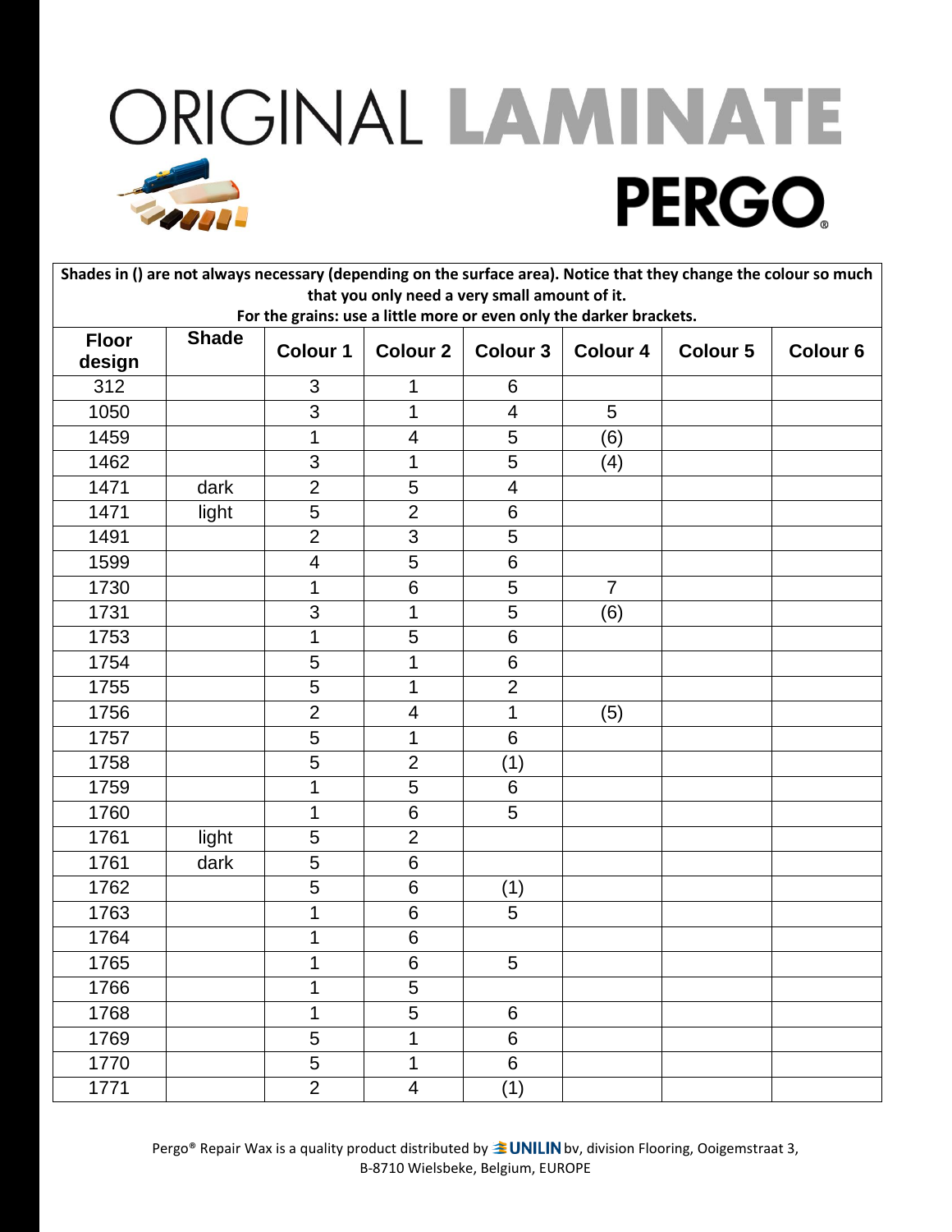# ORIGINAL LAMINATE

# PERGO

| Shades in () are not always necessary (depending on the surface area). Notice that they change the colour so much that you only need a very small amount of it. For the grains: use a little more or even only the darker brackets. | | | | | | | |
|---|---|---|---|---|---|---|---|
| **Floor design** | **Shade** | **Colour 1** | **Colour 2** | **Colour 3** | **Colour 4** | **Colour 5** | **Colour 6** |
| 312 | | 3 | 1 | 6 | | | |
| 1050 | | 3 | 1 | 4 | 5 | | |
| 1459 | | 1 | 4 | 5 | (6) | | |
| 1462 | | 3 | 1 | 5 | (4) | | |
| 1471 | dark | 2 | 5 | 4 | | | |
| 1471 | light | 5 | 2 | 6 | | | |
| 1491 | | 2 | 3 | 5 | | | |
| 1599 | | 4 | 5 | 6 | | | |
| 1730 | | 1 | 6 | 5 | 7 | | |
| 1731 | | 3 | 1 | 5 | (6) | | |
| 1753 | | 1 | 5 | 6 | | | |
| 1754 | | 5 | 1 | 6 | | | |
| 1755 | | 5 | 1 | 2 | | | |
| 1756 | | 2 | 4 | 1 | (5) | | |
| 1757 | | 5 | 1 | 6 | | | |
| 1758 | | 5 | 2 | (1) | | | |
| 1759 | | 1 | 5 | 6 | | | |
| 1760 | | 1 | 6 | 5 | | | |
| 1761 | light | 5 | 2 | | | | |
| 1761 | dark | 5 | 6 | | | | |
| 1762 | | 5 | 6 | (1) | | | |
| 1763 | | 1 | 6 | 5 | | | |
| 1764 | | 1 | 6 | | | | |
| 1765 | | 1 | 6 | 5 | | | |
| 1766 | | 1 | 5 | | | | |
| 1768 | | 1 | 5 | 6 | | | |
| 1769 | | 5 | 1 | 6 | | | |
| 1770 | | 5 | 1 | 6 | | | |
| 1771 | | 2 | 4 | (1) | | | |

Pergo® Repair Wax is a quality product distributed by UNILIN bv, division Flooring, Ooigemstraat 3, B-8710 Wielsbeke, Belgium, EUROPE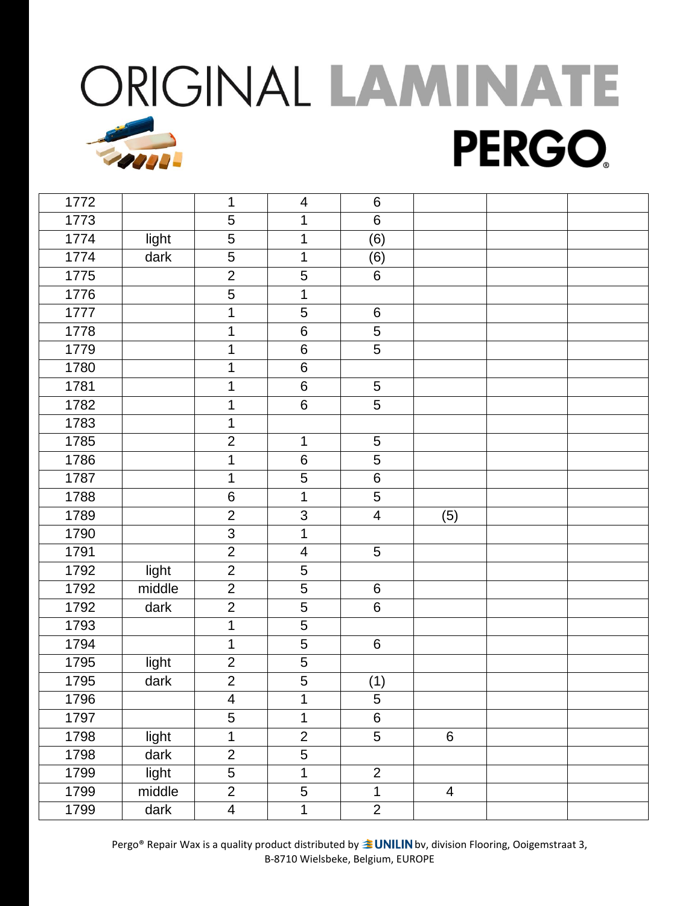# ORIGINAL LAMINATE

PERGO

| | | | | | | | |
|---|---|---|---|---|---|---|---|
| 1772 | | 1 | 4 | 6 | | | |
| 1773 | | 5 | 1 | 6 | | | |
| 1774 | light | 5 | 1 | (6) | | | |
| 1774 | dark | 5 | 1 | (6) | | | |
| 1775 | | 2 | 5 | 6 | | | |
| 1776 | | 5 | 1 | | | | |
| 1777 | | 1 | 5 | 6 | | | |
| 1778 | | 1 | 6 | 5 | | | |
| 1779 | | 1 | 6 | 5 | | | |
| 1780 | | 1 | 6 | | | | |
| 1781 | | 1 | 6 | 5 | | | |
| 1782 | | 1 | 6 | 5 | | | |
| 1783 | | 1 | | | | | |
| 1785 | | 2 | 1 | 5 | | | |
| 1786 | | 1 | 6 | 5 | | | |
| 1787 | | 1 | 5 | 6 | | | |
| 1788 | | 6 | 1 | 5 | | | |
| 1789 | | 2 | 3 | 4 | (5) | | |
| 1790 | | 3 | 1 | | | | |
| 1791 | | 2 | 4 | 5 | | | |
| 1792 | light | 2 | 5 | | | | |
| 1792 | middle | 2 | 5 | 6 | | | |
| 1792 | dark | 2 | 5 | 6 | | | |
| 1793 | | 1 | 5 | | | | |
| 1794 | | 1 | 5 | 6 | | | |
| 1795 | light | 2 | 5 | | | | |
| 1795 | dark | 2 | 5 | (1) | | | |
| 1796 | | 4 | 1 | 5 | | | |
| 1797 | | 5 | 1 | 6 | | | |
| 1798 | light | 1 | 2 | 5 | 6 | | |
| 1798 | dark | 2 | 5 | | | | |
| 1799 | light | 5 | 1 | 2 | | | |
| 1799 | middle | 2 | 5 | 1 | 4 | | |
| 1799 | dark | 4 | 1 | 2 | | | |

Pergo® Repair Wax is a quality product distributed by UNILIN bv, division Flooring, Ooigemstraat 3, B-8710 Wielsbeke, Belgium, EUROPE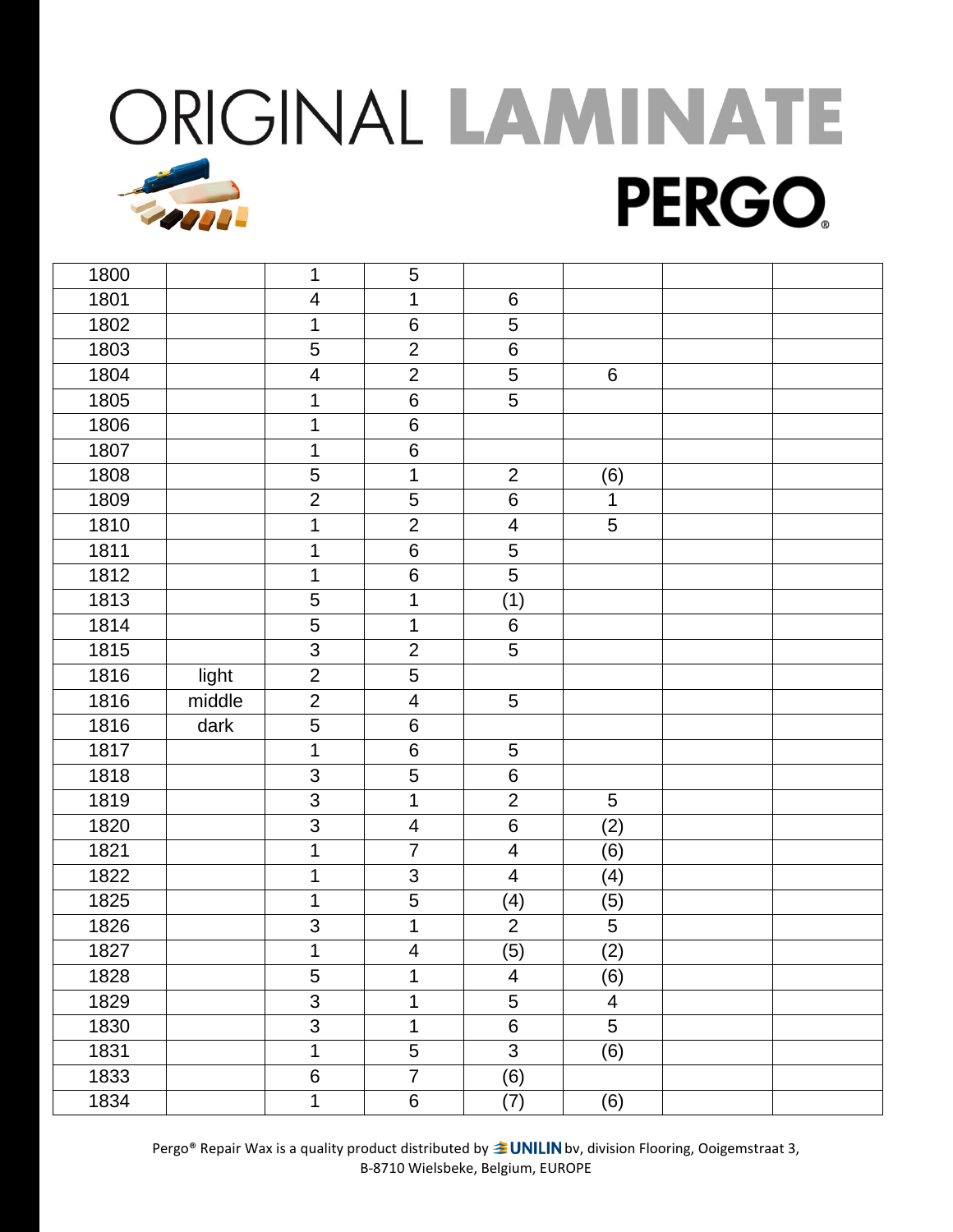# ORIGINAL LAMINATE

**PERGO**®

| | | | | | | | |
|---|---|---|---|---|---|---|---|
| 1800 | | 1 | 5 | | | | |
| 1801 | | 4 | 1 | 6 | | | |
| 1802 | | 1 | 6 | 5 | | | |
| 1803 | | 5 | 2 | 6 | | | |
| 1804 | | 4 | 2 | 5 | 6 | | |
| 1805 | | 1 | 6 | 5 | | | |
| 1806 | | 1 | 6 | | | | |
| 1807 | | 1 | 6 | | | | |
| 1808 | | 5 | 1 | 2 | (6) | | |
| 1809 | | 2 | 5 | 6 | 1 | | |
| 1810 | | 1 | 2 | 4 | 5 | | |
| 1811 | | 1 | 6 | 5 | | | |
| 1812 | | 1 | 6 | 5 | | | |
| 1813 | | 5 | 1 | (1) | | | |
| 1814 | | 5 | 1 | 6 | | | |
| 1815 | | 3 | 2 | 5 | | | |
| 1816 | light | 2 | 5 | | | | |
| 1816 | middle | 2 | 4 | 5 | | | |
| 1816 | dark | 5 | 6 | | | | |
| 1817 | | 1 | 6 | 5 | | | |
| 1818 | | 3 | 5 | 6 | | | |
| 1819 | | 3 | 1 | 2 | 5 | | |
| 1820 | | 3 | 4 | 6 | (2) | | |
| 1821 | | 1 | 7 | 4 | (6) | | |
| 1822 | | 1 | 3 | 4 | (4) | | |
| 1825 | | 1 | 5 | (4) | (5) | | |
| 1826 | | 3 | 1 | 2 | 5 | | |
| 1827 | | 1 | 4 | (5) | (2) | | |
| 1828 | | 5 | 1 | 4 | (6) | | |
| 1829 | | 3 | 1 | 5 | 4 | | |
| 1830 | | 3 | 1 | 6 | 5 | | |
| 1831 | | 1 | 5 | 3 | (6) | | |
| 1833 | | 6 | 7 | (6) | | | |
| 1834 | | 1 | 6 | (7) | (6) | | |

Pergo® Repair Wax is a quality product distributed by UNILIN bv, division Flooring, Ooigemstraat 3, B-8710 Wielsbeke, Belgium, EUROPE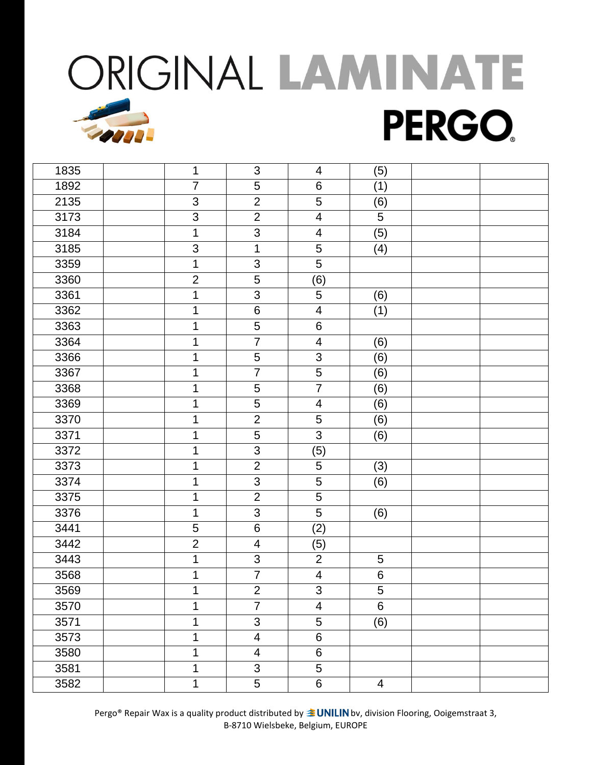# ORIGINAL LAMINATE

# PERGO

| | | | | | | | |
|---|---|---|---|---|---|---|---|
| 1835 | | 1 | 3 | 4 | (5) | | |
| 1892 | | 7 | 5 | 6 | (1) | | |
| 2135 | | 3 | 2 | 5 | (6) | | |
| 3173 | | 3 | 2 | 4 | 5 | | |
| 3184 | | 1 | 3 | 4 | (5) | | |
| 3185 | | 3 | 1 | 5 | (4) | | |
| 3359 | | 1 | 3 | 5 | | | |
| 3360 | | 2 | 5 | (6) | | | |
| 3361 | | 1 | 3 | 5 | (6) | | |
| 3362 | | 1 | 6 | 4 | (1) | | |
| 3363 | | 1 | 5 | 6 | | | |
| 3364 | | 1 | 7 | 4 | (6) | | |
| 3366 | | 1 | 5 | 3 | (6) | | |
| 3367 | | 1 | 7 | 5 | (6) | | |
| 3368 | | 1 | 5 | 7 | (6) | | |
| 3369 | | 1 | 5 | 4 | (6) | | |
| 3370 | | 1 | 2 | 5 | (6) | | |
| 3371 | | 1 | 5 | 3 | (6) | | |
| 3372 | | 1 | 3 | (5) | | | |
| 3373 | | 1 | 2 | 5 | (3) | | |
| 3374 | | 1 | 3 | 5 | (6) | | |
| 3375 | | 1 | 2 | 5 | | | |
| 3376 | | 1 | 3 | 5 | (6) | | |
| 3441 | | 5 | 6 | (2) | | | |
| 3442 | | 2 | 4 | (5) | | | |
| 3443 | | 1 | 3 | 2 | 5 | | |
| 3568 | | 1 | 7 | 4 | 6 | | |
| 3569 | | 1 | 2 | 3 | 5 | | |
| 3570 | | 1 | 7 | 4 | 6 | | |
| 3571 | | 1 | 3 | 5 | (6) | | |
| 3573 | | 1 | 4 | 6 | | | |
| 3580 | | 1 | 4 | 6 | | | |
| 3581 | | 1 | 3 | 5 | | | |
| 3582 | | 1 | 5 | 6 | 4 | | |

Pergo® Repair Wax is a quality product distributed by UNILIN bv, division Flooring, Ooigemstraat 3, B-8710 Wielsbeke, Belgium, EUROPE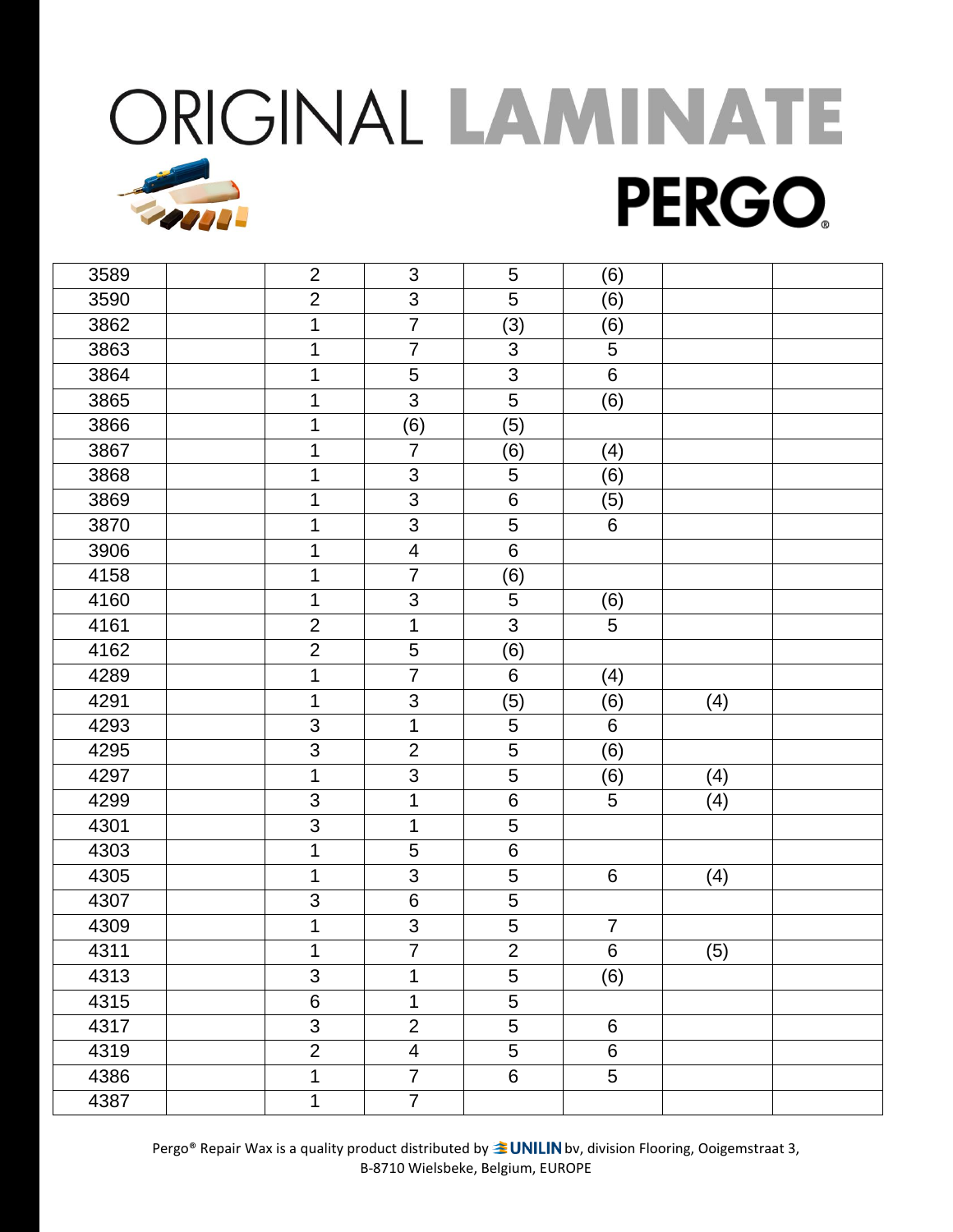# ORIGINAL LAMINATE

# PERGO

| | | | | | | | |
|---|---|---|---|---|---|---|---|
| 3589 | | 2 | 3 | 5 | (6) | | |
| 3590 | | 2 | 3 | 5 | (6) | | |
| 3862 | | 1 | 7 | (3) | (6) | | |
| 3863 | | 1 | 7 | 3 | 5 | | |
| 3864 | | 1 | 5 | 3 | 6 | | |
| 3865 | | 1 | 3 | 5 | (6) | | |
| 3866 | | 1 | (6) | (5) | | | |
| 3867 | | 1 | 7 | (6) | (4) | | |
| 3868 | | 1 | 3 | 5 | (6) | | |
| 3869 | | 1 | 3 | 6 | (5) | | |
| 3870 | | 1 | 3 | 5 | 6 | | |
| 3906 | | 1 | 4 | 6 | | | |
| 4158 | | 1 | 7 | (6) | | | |
| 4160 | | 1 | 3 | 5 | (6) | | |
| 4161 | | 2 | 1 | 3 | 5 | | |
| 4162 | | 2 | 5 | (6) | | | |
| 4289 | | 1 | 7 | 6 | (4) | | |
| 4291 | | 1 | 3 | (5) | (6) | (4) | |
| 4293 | | 3 | 1 | 5 | 6 | | |
| 4295 | | 3 | 2 | 5 | (6) | | |
| 4297 | | 1 | 3 | 5 | (6) | (4) | |
| 4299 | | 3 | 1 | 6 | 5 | (4) | |
| 4301 | | 3 | 1 | 5 | | | |
| 4303 | | 1 | 5 | 6 | | | |
| 4305 | | 1 | 3 | 5 | 6 | (4) | |
| 4307 | | 3 | 6 | 5 | | | |
| 4309 | | 1 | 3 | 5 | 7 | | |
| 4311 | | 1 | 7 | 2 | 6 | (5) | |
| 4313 | | 3 | 1 | 5 | (6) | | |
| 4315 | | 6 | 1 | 5 | | | |
| 4317 | | 3 | 2 | 5 | 6 | | |
| 4319 | | 2 | 4 | 5 | 6 | | |
| 4386 | | 1 | 7 | 6 | 5 | | |
| 4387 | | 1 | 7 | | | | |

Pergo® Repair Wax is a quality product distributed by UNILIN bv, division Flooring, Ooigemstraat 3, B-8710 Wielsbeke, Belgium, EUROPE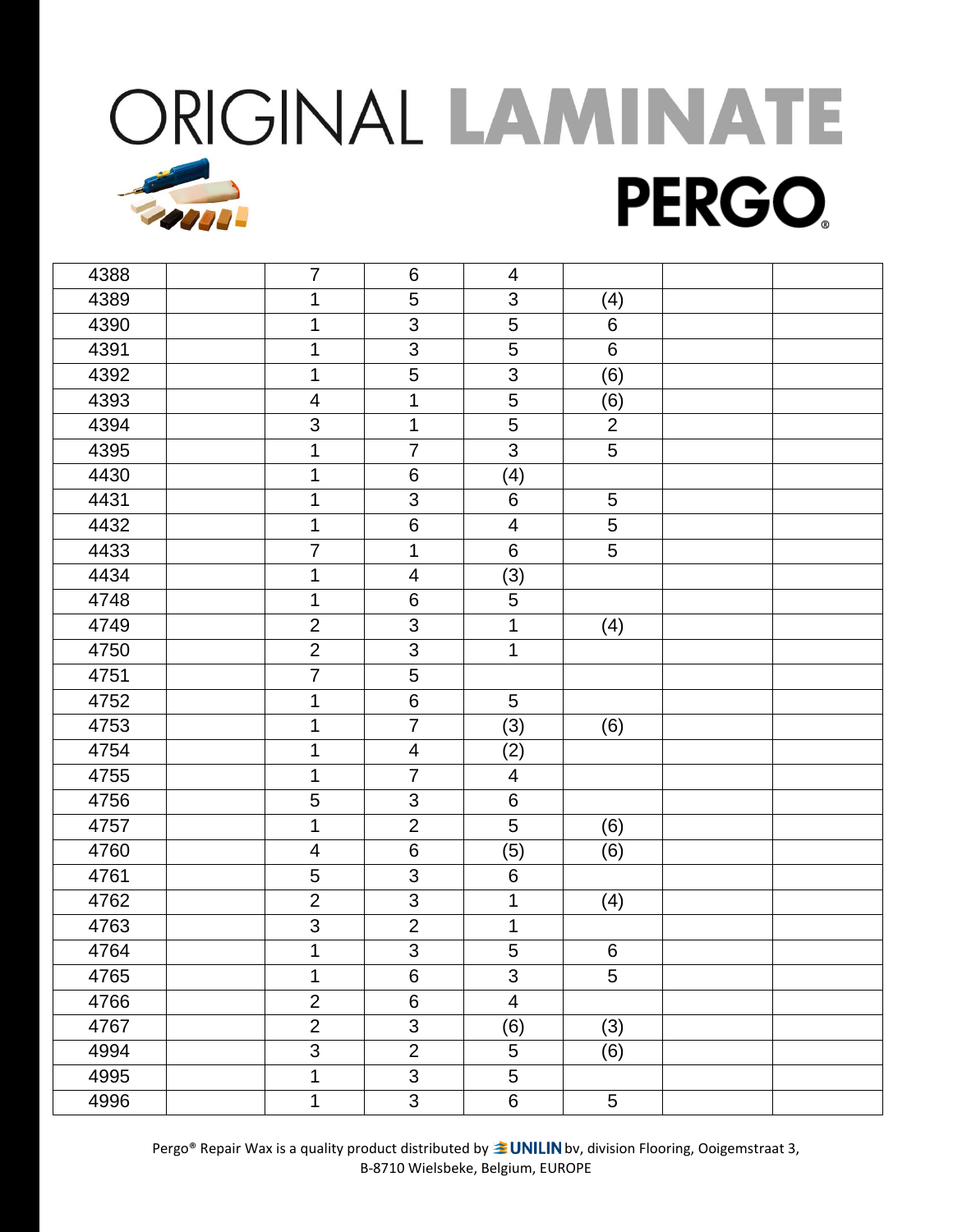# ORIGINAL LAMINATE

PERGO®

| 4388 | | 7 | 6 | 4 | | | |
|---|---|---|---|---|---|---|---|
| 4389 | | 1 | 5 | 3 | (4) | | |
| 4390 | | 1 | 3 | 5 | 6 | | |
| 4391 | | 1 | 3 | 5 | 6 | | |
| 4392 | | 1 | 5 | 3 | (6) | | |
| 4393 | | 4 | 1 | 5 | (6) | | |
| 4394 | | 3 | 1 | 5 | 2 | | |
| 4395 | | 1 | 7 | 3 | 5 | | |
| 4430 | | 1 | 6 | (4) | | | |
| 4431 | | 1 | 3 | 6 | 5 | | |
| 4432 | | 1 | 6 | 4 | 5 | | |
| 4433 | | 7 | 1 | 6 | 5 | | |
| 4434 | | 1 | 4 | (3) | | | |
| 4748 | | 1 | 6 | 5 | | | |
| 4749 | | 2 | 3 | 1 | (4) | | |
| 4750 | | 2 | 3 | 1 | | | |
| 4751 | | 7 | 5 | | | | |
| 4752 | | 1 | 6 | 5 | | | |
| 4753 | | 1 | 7 | (3) | (6) | | |
| 4754 | | 1 | 4 | (2) | | | |
| 4755 | | 1 | 7 | 4 | | | |
| 4756 | | 5 | 3 | 6 | | | |
| 4757 | | 1 | 2 | 5 | (6) | | |
| 4760 | | 4 | 6 | (5) | (6) | | |
| 4761 | | 5 | 3 | 6 | | | |
| 4762 | | 2 | 3 | 1 | (4) | | |
| 4763 | | 3 | 2 | 1 | | | |
| 4764 | | 1 | 3 | 5 | 6 | | |
| 4765 | | 1 | 6 | 3 | 5 | | |
| 4766 | | 2 | 6 | 4 | | | |
| 4767 | | 2 | 3 | (6) | (3) | | |
| 4994 | | 3 | 2 | 5 | (6) | | |
| 4995 | | 1 | 3 | 5 | | | |
| 4996 | | 1 | 3 | 6 | 5 | | |

Pergo® Repair Wax is a quality product distributed by UNILIN bv, division Flooring, Ooigemstraat 3, B-8710 Wielsbeke, Belgium, EUROPE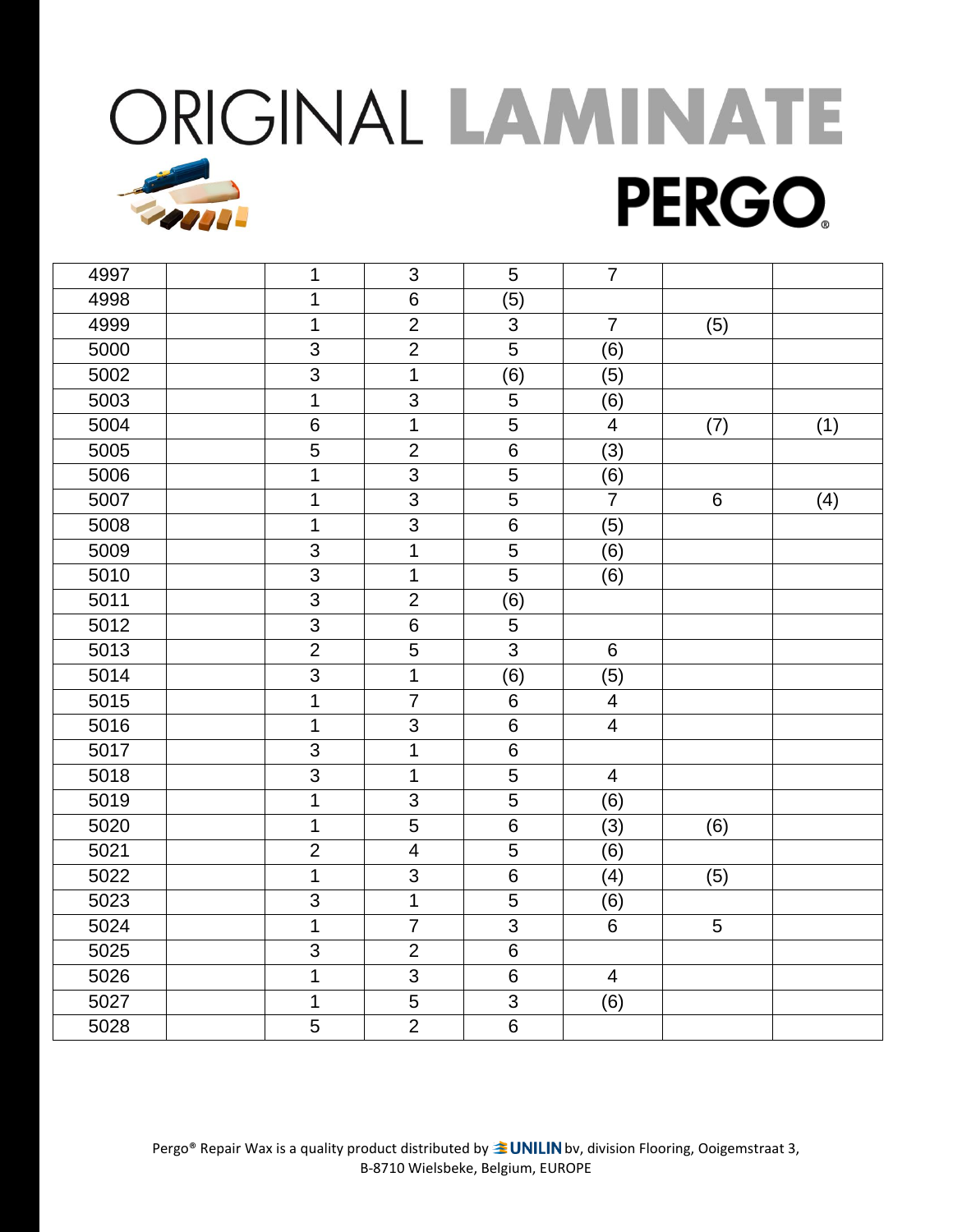# ORIGINAL LAMINATE

PERGO®

| | | | | | | | |
|---|---|---|---|---|---|---|---|
| 4997 | | 1 | 3 | 5 | 7 | | |
| 4998 | | 1 | 6 | (5) | | | |
| 4999 | | 1 | 2 | 3 | 7 | (5) | |
| 5000 | | 3 | 2 | 5 | (6) | | |
| 5002 | | 3 | 1 | (6) | (5) | | |
| 5003 | | 1 | 3 | 5 | (6) | | |
| 5004 | | 6 | 1 | 5 | 4 | (7) | (1) |
| 5005 | | 5 | 2 | 6 | (3) | | |
| 5006 | | 1 | 3 | 5 | (6) | | |
| 5007 | | 1 | 3 | 5 | 7 | 6 | (4) |
| 5008 | | 1 | 3 | 6 | (5) | | |
| 5009 | | 3 | 1 | 5 | (6) | | |
| 5010 | | 3 | 1 | 5 | (6) | | |
| 5011 | | 3 | 2 | (6) | | | |
| 5012 | | 3 | 6 | 5 | | | |
| 5013 | | 2 | 5 | 3 | 6 | | |
| 5014 | | 3 | 1 | (6) | (5) | | |
| 5015 | | 1 | 7 | 6 | 4 | | |
| 5016 | | 1 | 3 | 6 | 4 | | |
| 5017 | | 3 | 1 | 6 | | | |
| 5018 | | 3 | 1 | 5 | 4 | | |
| 5019 | | 1 | 3 | 5 | (6) | | |
| 5020 | | 1 | 5 | 6 | (3) | (6) | |
| 5021 | | 2 | 4 | 5 | (6) | | |
| 5022 | | 1 | 3 | 6 | (4) | (5) | |
| 5023 | | 3 | 1 | 5 | (6) | | |
| 5024 | | 1 | 7 | 3 | 6 | 5 | |
| 5025 | | 3 | 2 | 6 | | | |
| 5026 | | 1 | 3 | 6 | 4 | | |
| 5027 | | 1 | 5 | 3 | (6) | | |
| 5028 | | 5 | 2 | 6 | | | |

Pergo® Repair Wax is a quality product distributed by UNILIN bv, division Flooring, Ooigemstraat 3, B-8710 Wielsbeke, Belgium, EUROPE